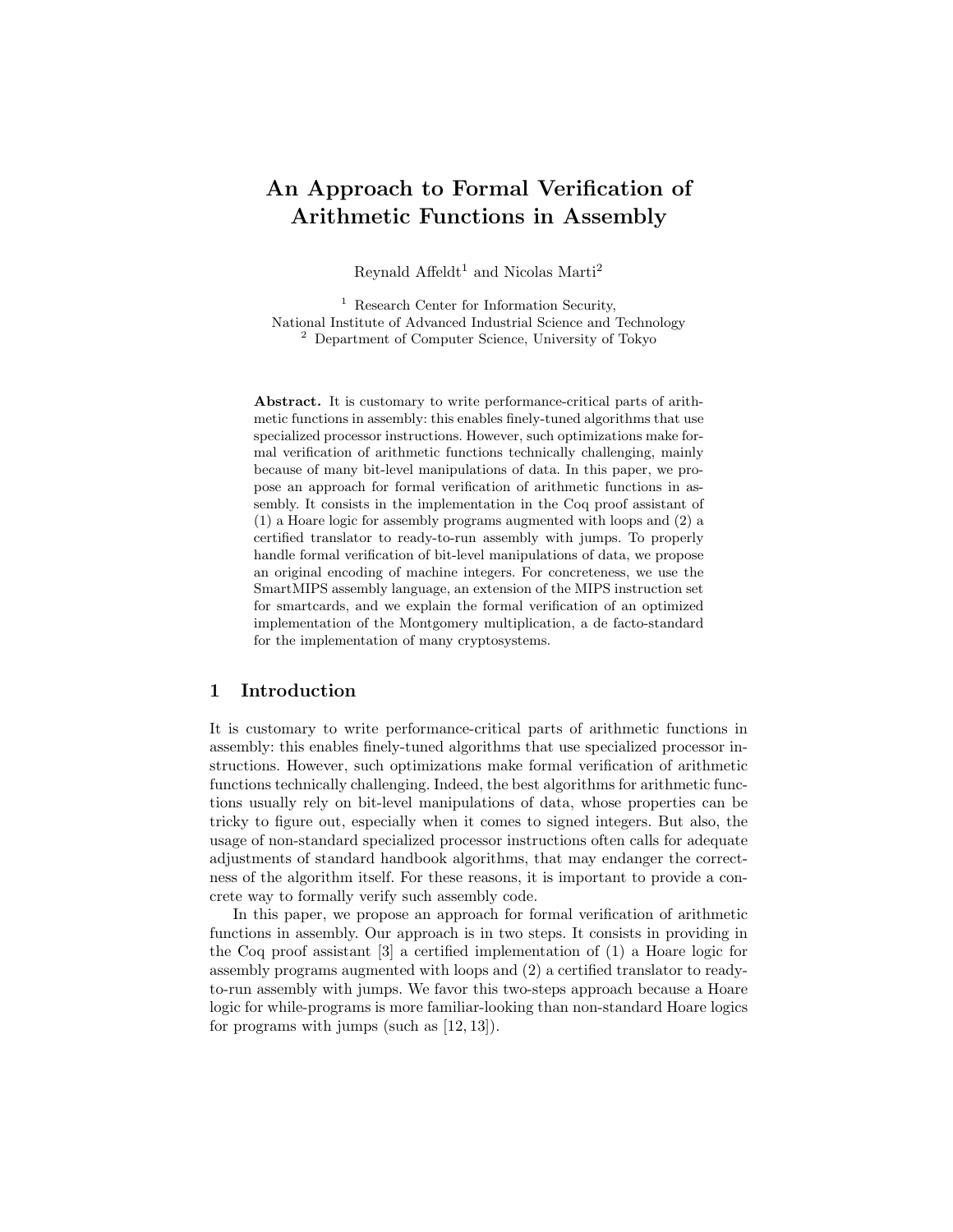# An Approach to Formal Verification of Arithmetic Functions in Assembly

Reynald Affeldt[1] and Nicolas Marti[2]

[1] Research Center for Information Security, National Institute of Advanced Industrial Science and Technology
[2] Department of Computer Science, University of Tokyo

**Abstract.** It is customary to write performance-critical parts of arithmetic functions in assembly: this enables finely-tuned algorithms that use specialized processor instructions. However, such optimizations make formal verification of arithmetic functions technically challenging, mainly because of many bit-level manipulations of data. In this paper, we propose an approach for formal verification of arithmetic functions in assembly. It consists in the implementation in the Coq proof assistant of (1) a Hoare logic for assembly programs augmented with loops and (2) a certified translator to ready-to-run assembly with jumps. To properly handle formal verification of bit-level manipulations of data, we propose an original encoding of machine integers. For concreteness, we use the SmartMIPS assembly language, an extension of the MIPS instruction set for smartcards, and we explain the formal verification of an optimized implementation of the Montgomery multiplication, a de facto-standard for the implementation of many cryptosystems.

## 1 Introduction

It is customary to write performance-critical parts of arithmetic functions in assembly: this enables finely-tuned algorithms that use specialized processor instructions. However, such optimizations make formal verification of arithmetic functions technically challenging. Indeed, the best algorithms for arithmetic functions usually rely on bit-level manipulations of data, whose properties can be tricky to figure out, especially when it comes to signed integers. But also, the usage of non-standard specialized processor instructions often calls for adequate adjustments of standard handbook algorithms, that may endanger the correctness of the algorithm itself. For these reasons, it is important to provide a concrete way to formally verify such assembly code.

In this paper, we propose an approach for formal verification of arithmetic functions in assembly. Our approach is in two steps. It consists in providing in the Coq proof assistant [3] a certified implementation of (1) a Hoare logic for assembly programs augmented with loops and (2) a certified translator to ready-to-run assembly with jumps. We favor this two-steps approach because a Hoare logic for while-programs is more familiar-looking than non-standard Hoare logics for programs with jumps (such as [12, 13]).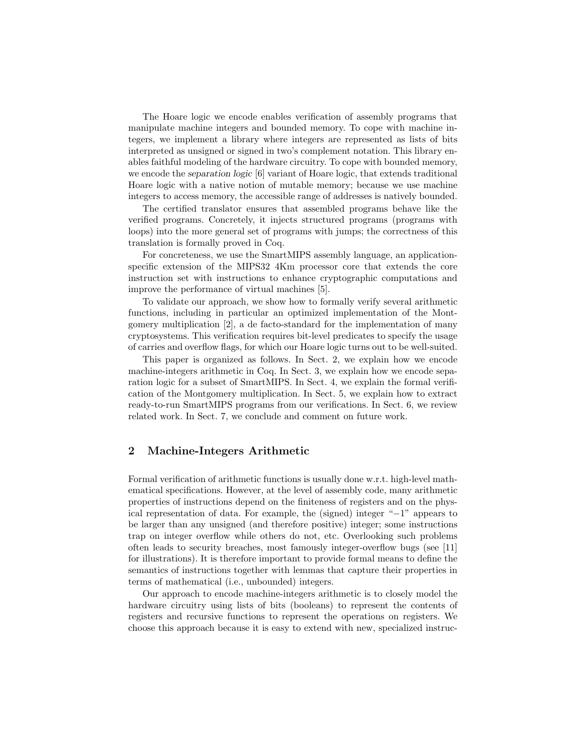The Hoare logic we encode enables verification of assembly programs that manipulate machine integers and bounded memory. To cope with machine integers, we implement a library where integers are represented as lists of bits interpreted as unsigned or signed in two's complement notation. This library enables faithful modeling of the hardware circuitry. To cope with bounded memory, we encode the *separation logic* [6] variant of Hoare logic, that extends traditional Hoare logic with a native notion of mutable memory; because we use machine integers to access memory, the accessible range of addresses is natively bounded.

The certified translator ensures that assembled programs behave like the verified programs. Concretely, it injects structured programs (programs with loops) into the more general set of programs with jumps; the correctness of this translation is formally proved in Coq.

For concreteness, we use the SmartMIPS assembly language, an application-specific extension of the MIPS32 4Km processor core that extends the core instruction set with instructions to enhance cryptographic computations and improve the performance of virtual machines [5].

To validate our approach, we show how to formally verify several arithmetic functions, including in particular an optimized implementation of the Montgomery multiplication [2], a de facto-standard for the implementation of many cryptosystems. This verification requires bit-level predicates to specify the usage of carries and overflow flags, for which our Hoare logic turns out to be well-suited.

This paper is organized as follows. In Sect. 2, we explain how we encode machine-integers arithmetic in Coq. In Sect. 3, we explain how we encode separation logic for a subset of SmartMIPS. In Sect. 4, we explain the formal verification of the Montgomery multiplication. In Sect. 5, we explain how to extract ready-to-run SmartMIPS programs from our verifications. In Sect. 6, we review related work. In Sect. 7, we conclude and comment on future work.

## 2 Machine-Integers Arithmetic

Formal verification of arithmetic functions is usually done w.r.t. high-level mathematical specifications. However, at the level of assembly code, many arithmetic properties of instructions depend on the finiteness of registers and on the physical representation of data. For example, the (signed) integer "$-1$" appears to be larger than any unsigned (and therefore positive) integer; some instructions trap on integer overflow while others do not, etc. Overlooking such problems often leads to security breaches, most famously integer-overflow bugs (see [11] for illustrations). It is therefore important to provide formal means to define the semantics of instructions together with lemmas that capture their properties in terms of mathematical (i.e., unbounded) integers.

Our approach to encode machine-integers arithmetic is to closely model the hardware circuitry using lists of bits (booleans) to represent the contents of registers and recursive functions to represent the operations on registers. We choose this approach because it is easy to extend with new, specialized instruc-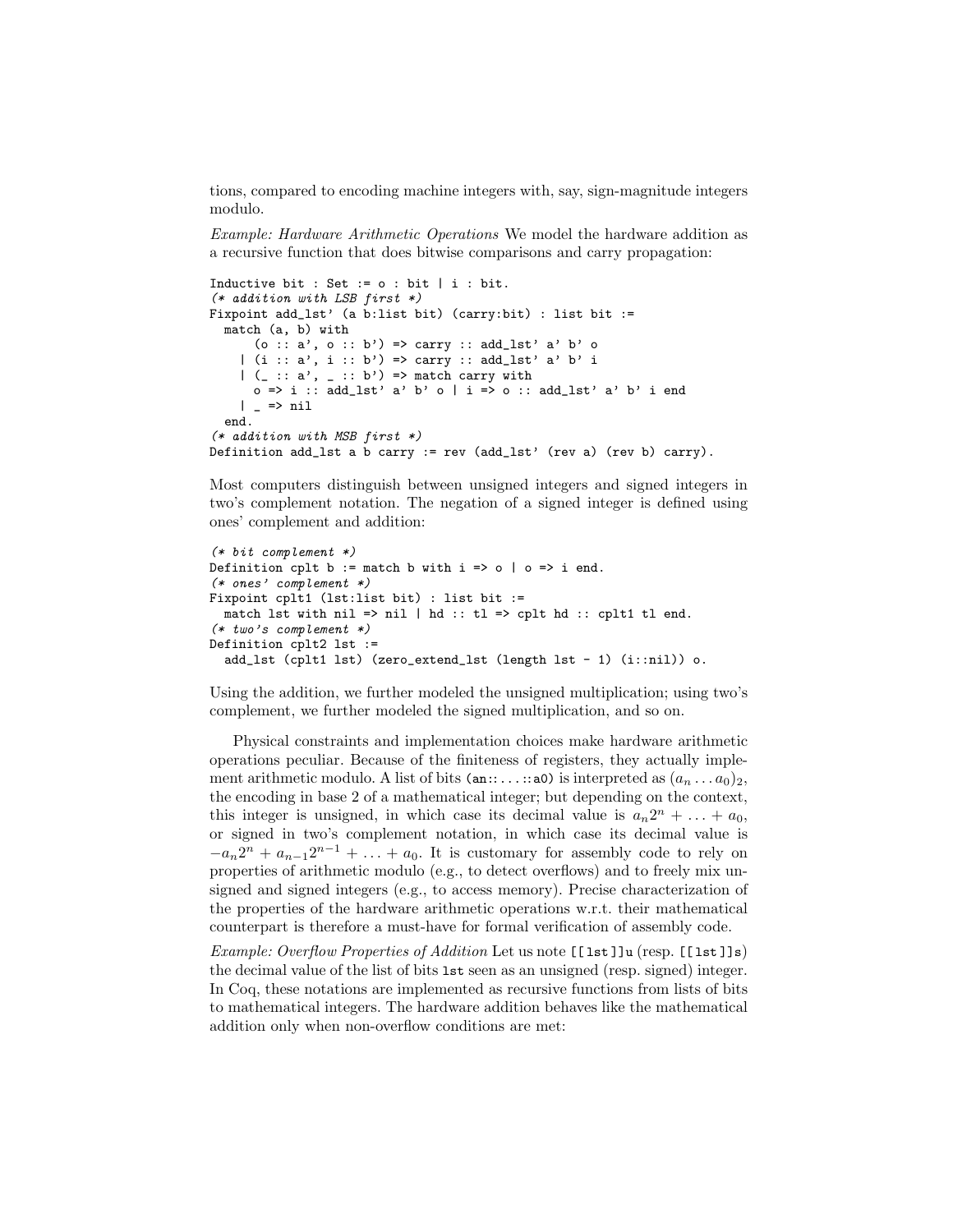tions, compared to encoding machine integers with, say, sign-magnitude integers modulo.

*Example: Hardware Arithmetic Operations* We model the hardware addition as a recursive function that does bitwise comparisons and carry propagation:

```
Inductive bit : Set := o : bit | i : bit.
(* addition with LSB first *)
Fixpoint add_lst' (a b:list bit) (carry:bit) : list bit :=
  match (a, b) with
      (o :: a', o :: b') => carry :: add_lst' a' b' o
    | (i :: a', i :: b') => carry :: add_lst' a' b' i
    | (_ :: a', _ :: b') => match carry with
      o => i :: add_lst' a' b' o | i => o :: add_lst' a' b' i end
    | _ => nil
  end.
(* addition with MSB first *)
Definition add_lst a b carry := rev (add_lst' (rev a) (rev b) carry).
```

Most computers distinguish between unsigned integers and signed integers in two's complement notation. The negation of a signed integer is defined using ones' complement and addition:

```
(* bit complement *)
Definition cplt b := match b with i => o | o => i end.
(* ones' complement *)
Fixpoint cplt1 (lst:list bit) : list bit :=
  match lst with nil => nil | hd :: tl => cplt hd :: cplt1 tl end.
(* two's complement *)
Definition cplt2 lst :=
  add_lst (cplt1 lst) (zero_extend_lst (length lst - 1) (i::nil)) o.
```

Using the addition, we further modeled the unsigned multiplication; using two's complement, we further modeled the signed multiplication, and so on.

Physical constraints and implementation choices make hardware arithmetic operations peculiar. Because of the finiteness of registers, they actually implement arithmetic modulo. A list of bits `(an::...::a0)` is interpreted as $(a_n \dots a_0)_2$, the encoding in base 2 of a mathematical integer; but depending on the context, this integer is unsigned, in which case its decimal value is $a_n 2^n + \dots + a_0$, or signed in two's complement notation, in which case its decimal value is $-a_n 2^n + a_{n-1} 2^{n-1} + \dots + a_0$. It is customary for assembly code to rely on properties of arithmetic modulo (e.g., to detect overflows) and to freely mix unsigned and signed integers (e.g., to access memory). Precise characterization of the properties of the hardware arithmetic operations w.r.t. their mathematical counterpart is therefore a must-have for formal verification of assembly code.

*Example: Overflow Properties of Addition* Let us note `[[lst]]u` (resp. `[[lst]]s`) the decimal value of the list of bits `lst` seen as an unsigned (resp. signed) integer. In Coq, these notations are implemented as recursive functions from lists of bits to mathematical integers. The hardware addition behaves like the mathematical addition only when non-overflow conditions are met: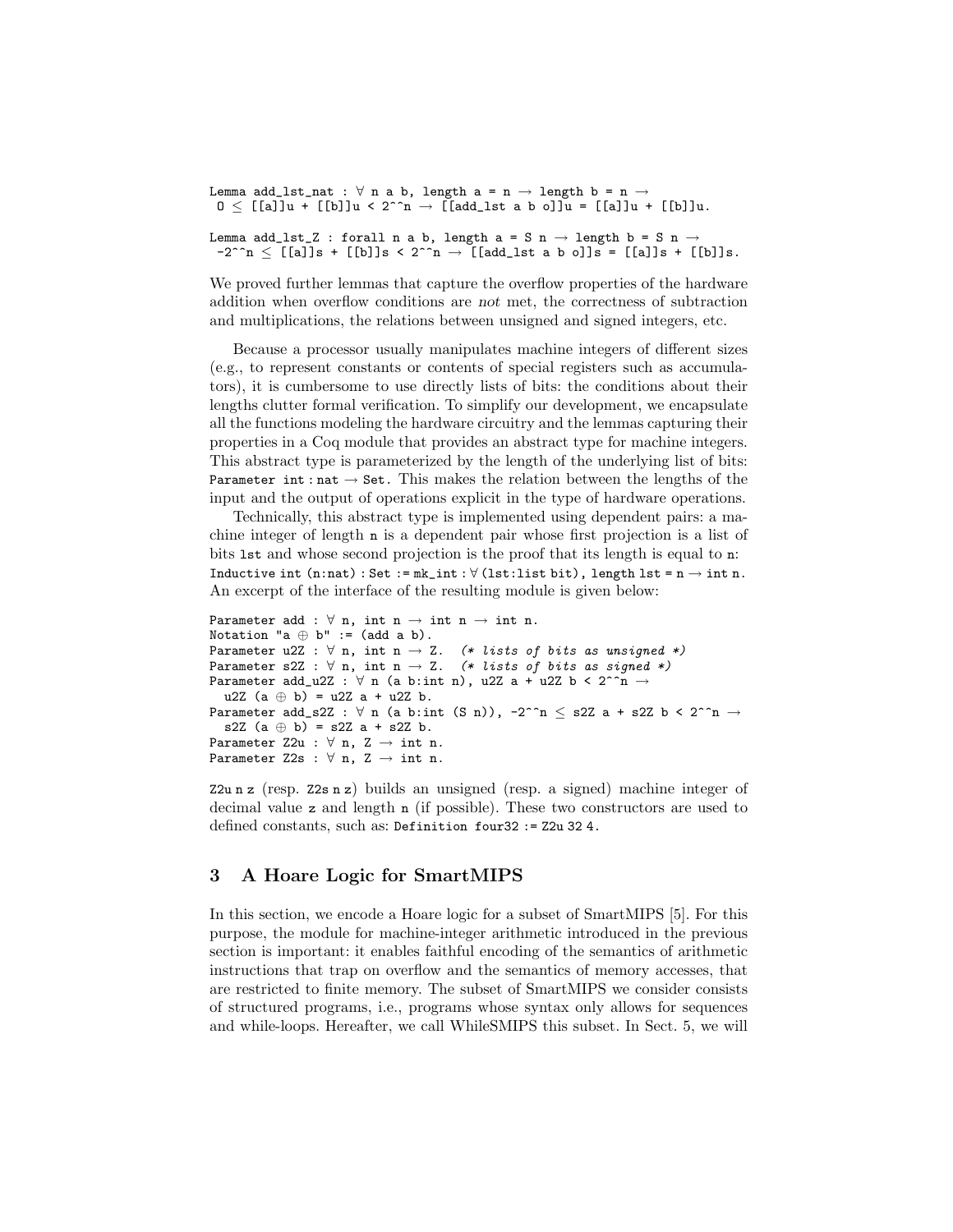```
Lemma add_lst_nat : ∀ n a b, length a = n → length b = n →
 0 ≤ [[a]]u + [[b]]u < 2^^n → [[add_lst a b o]]u = [[a]]u + [[b]]u.

Lemma add_lst_Z : forall n a b, length a = S n → length b = S n →
 -2^^n ≤ [[a]]s + [[b]]s < 2^^n → [[add_lst a b o]]s = [[a]]s + [[b]]s.
```

We proved further lemmas that capture the overflow properties of the hardware addition when overflow conditions are *not* met, the correctness of subtraction and multiplications, the relations between unsigned and signed integers, etc.

Because a processor usually manipulates machine integers of different sizes (e.g., to represent constants or contents of special registers such as accumulators), it is cumbersome to use directly lists of bits: the conditions about their lengths clutter formal verification. To simplify our development, we encapsulate all the functions modeling the hardware circuitry and the lemmas capturing their properties in a Coq module that provides an abstract type for machine integers. This abstract type is parameterized by the length of the underlying list of bits: `Parameter int : nat → Set`. This makes the relation between the lengths of the input and the output of operations explicit in the type of hardware operations.

Technically, this abstract type is implemented using dependent pairs: a machine integer of length `n` is a dependent pair whose first projection is a list of bits `lst` and whose second projection is the proof that its length is equal to `n`: `Inductive int (n:nat) : Set := mk_int : ∀ (lst:list bit), length lst = n → int n`. An excerpt of the interface of the resulting module is given below:

```
Parameter add : ∀ n, int n → int n → int n.
Notation "a ⊕ b" := (add a b).
Parameter u2Z : ∀ n, int n → Z.  (* lists of bits as unsigned *)
Parameter s2Z : ∀ n, int n → Z.  (* lists of bits as signed *)
Parameter add_u2Z : ∀ n (a b:int n), u2Z a + u2Z b < 2^^n →
  u2Z (a ⊕ b) = u2Z a + u2Z b.
Parameter add_s2Z : ∀ n (a b:int (S n)), -2^^n ≤ s2Z a + s2Z b < 2^^n →
  s2Z (a ⊕ b) = s2Z a + s2Z b.
Parameter Z2u : ∀ n, Z → int n.
Parameter Z2s : ∀ n, Z → int n.
```

`Z2u n z` (resp. `Z2s n z`) builds an unsigned (resp. a signed) machine integer of decimal value `z` and length `n` (if possible). These two constructors are used to defined constants, such as: `Definition four32 := Z2u 32 4`.

## 3 A Hoare Logic for SmartMIPS

In this section, we encode a Hoare logic for a subset of SmartMIPS [5]. For this purpose, the module for machine-integer arithmetic introduced in the previous section is important: it enables faithful encoding of the semantics of arithmetic instructions that trap on overflow and the semantics of memory accesses, that are restricted to finite memory. The subset of SmartMIPS we consider consists of structured programs, i.e., programs whose syntax only allows for sequences and while-loops. Hereafter, we call WhileSMIPS this subset. In Sect. 5, we will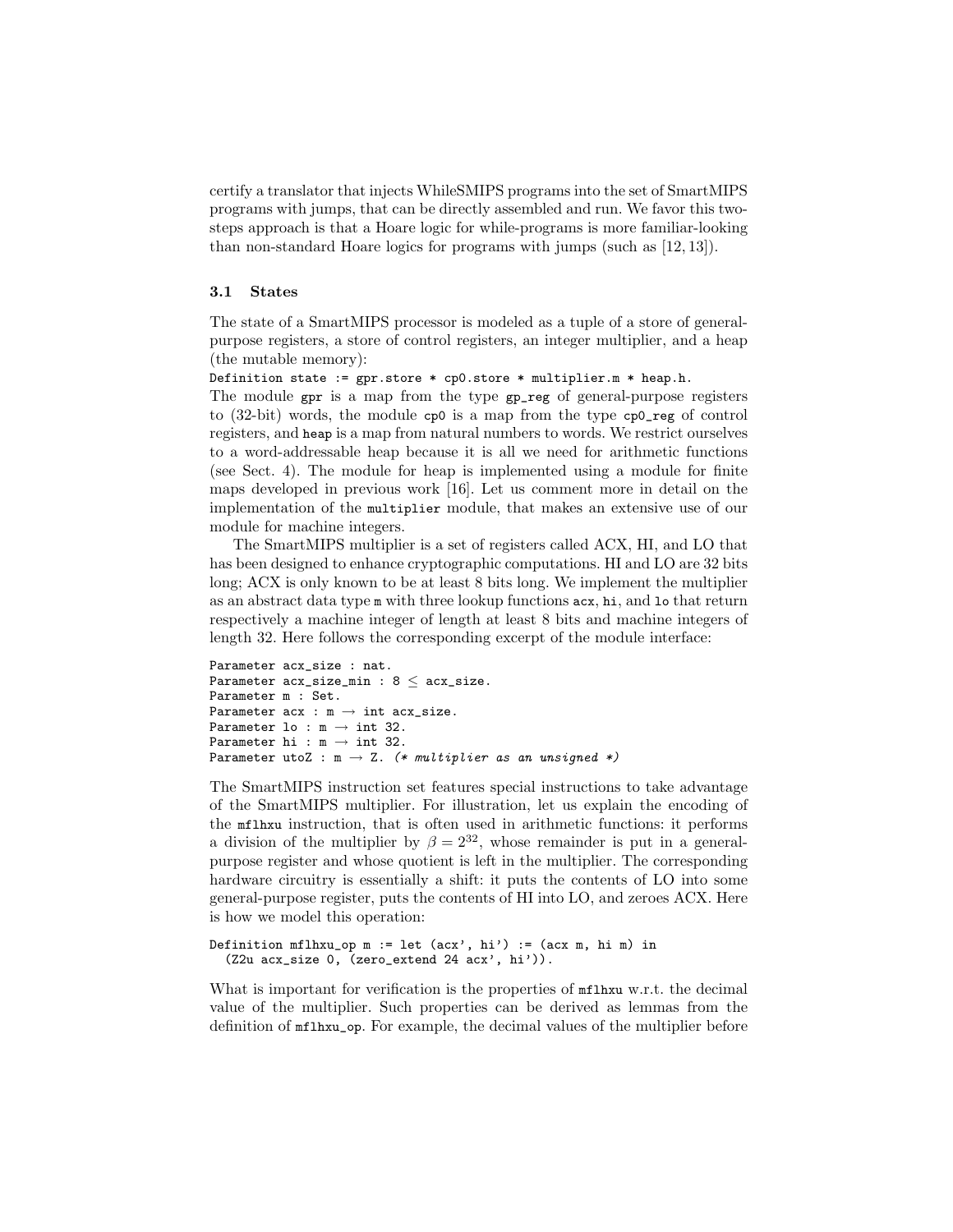certify a translator that injects WhileSMIPS programs into the set of SmartMIPS programs with jumps, that can be directly assembled and run. We favor this two-steps approach is that a Hoare logic for while-programs is more familiar-looking than non-standard Hoare logics for programs with jumps (such as [12, 13]).

### 3.1 States

The state of a SmartMIPS processor is modeled as a tuple of a store of general-purpose registers, a store of control registers, an integer multiplier, and a heap (the mutable memory):

```
Definition state := gpr.store * cp0.store * multiplier.m * heap.h.
```

The module `gpr` is a map from the type `gp_reg` of general-purpose registers to (32-bit) words, the module `cp0` is a map from the type `cp0_reg` of control registers, and `heap` is a map from natural numbers to words. We restrict ourselves to a word-addressable heap because it is all we need for arithmetic functions (see Sect. 4). The module for heap is implemented using a module for finite maps developed in previous work [16]. Let us comment more in detail on the implementation of the `multiplier` module, that makes an extensive use of our module for machine integers.

The SmartMIPS multiplier is a set of registers called ACX, HI, and LO that has been designed to enhance cryptographic computations. HI and LO are 32 bits long; ACX is only known to be at least 8 bits long. We implement the multiplier as an abstract data type `m` with three lookup functions `acx`, `hi`, and `lo` that return respectively a machine integer of length at least 8 bits and machine integers of length 32. Here follows the corresponding excerpt of the module interface:

```
Parameter acx_size : nat.
Parameter acx_size_min : 8 ≤ acx_size.
Parameter m : Set.
Parameter acx : m → int acx_size.
Parameter lo : m → int 32.
Parameter hi : m → int 32.
Parameter utoZ : m → Z. (* multiplier as an unsigned *)
```

The SmartMIPS instruction set features special instructions to take advantage of the SmartMIPS multiplier. For illustration, let us explain the encoding of the `mflhxu` instruction, that is often used in arithmetic functions: it performs a division of the multiplier by $\beta = 2^{32}$, whose remainder is put in a general-purpose register and whose quotient is left in the multiplier. The corresponding hardware circuitry is essentially a shift: it puts the contents of LO into some general-purpose register, puts the contents of HI into LO, and zeroes ACX. Here is how we model this operation:

```
Definition mflhxu_op m := let (acx', hi') := (acx m, hi m) in
  (Z2u acx_size 0, (zero_extend 24 acx', hi')).
```

What is important for verification is the properties of `mflhxu` w.r.t. the decimal value of the multiplier. Such properties can be derived as lemmas from the definition of `mflhxu_op`. For example, the decimal values of the multiplier before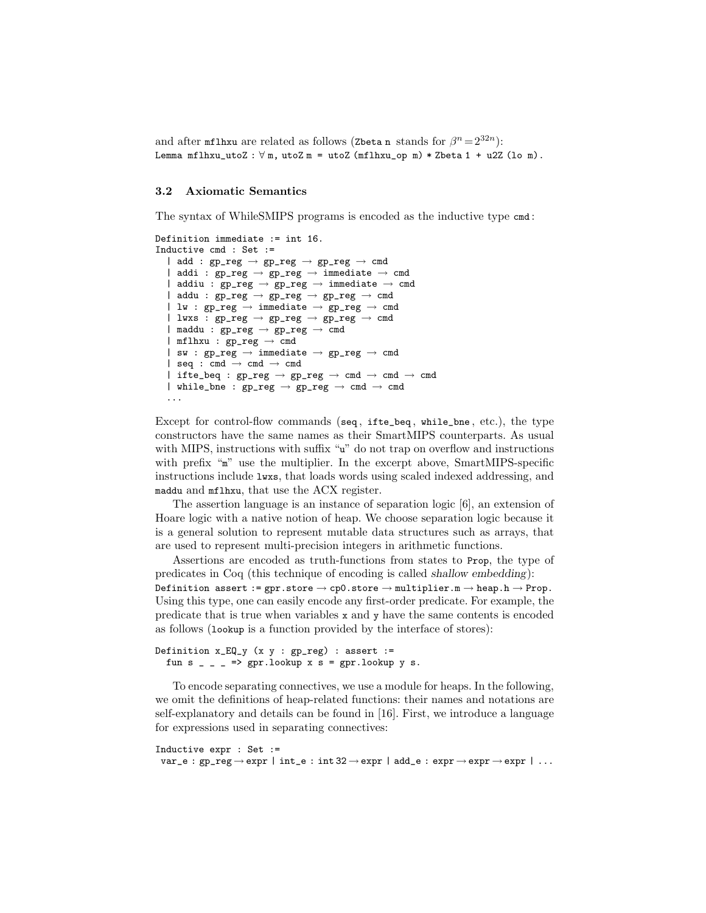and after `mflhxu` are related as follows (`Zbeta n` stands for $\beta^n = 2^{32n}$):

```
Lemma mflhxu_utoZ : ∀ m, utoZ m = utoZ (mflhxu_op m) * Zbeta 1 + u2Z (lo m).
```

### 3.2 Axiomatic Semantics

The syntax of WhileSMIPS programs is encoded as the inductive type `cmd`:

```
Definition immediate := int 16.
Inductive cmd : Set :=
  | add : gp_reg → gp_reg → gp_reg → cmd
  | addi : gp_reg → gp_reg → immediate → cmd
  | addiu : gp_reg → gp_reg → immediate → cmd
  | addu : gp_reg → gp_reg → gp_reg → cmd
  | lw : gp_reg → immediate → gp_reg → cmd
  | lwxs : gp_reg → gp_reg → gp_reg → cmd
  | maddu : gp_reg → gp_reg → cmd
  | mflhxu : gp_reg → cmd
  | sw : gp_reg → immediate → gp_reg → cmd
  | seq : cmd → cmd → cmd
  | ifte_beq : gp_reg → gp_reg → cmd → cmd → cmd
  | while_bne : gp_reg → gp_reg → cmd → cmd
  ...
```

Except for control-flow commands (`seq`, `ifte_beq`, `while_bne`, etc.), the type constructors have the same names as their SmartMIPS counterparts. As usual with MIPS, instructions with suffix "`u`" do not trap on overflow and instructions with prefix "`m`" use the multiplier. In the excerpt above, SmartMIPS-specific instructions include `lwxs`, that loads words using scaled indexed addressing, and `maddu` and `mflhxu`, that use the ACX register.

The assertion language is an instance of separation logic [6], an extension of Hoare logic with a native notion of heap. We choose separation logic because it is a general solution to represent mutable data structures such as arrays, that are used to represent multi-precision integers in arithmetic functions.

Assertions are encoded as truth-functions from states to `Prop`, the type of predicates in Coq (this technique of encoding is called *shallow embedding*):

```
Definition assert := gpr.store → cp0.store → multiplier.m → heap.h → Prop.
```

Using this type, one can easily encode any first-order predicate. For example, the predicate that is true when variables `x` and `y` have the same contents is encoded as follows (`lookup` is a function provided by the interface of stores):

```
Definition x_EQ_y (x y : gp_reg) : assert :=
  fun s _ _ _ => gpr.lookup x s = gpr.lookup y s.
```

To encode separating connectives, we use a module for heaps. In the following, we omit the definitions of heap-related functions: their names and notations are self-explanatory and details can be found in [16]. First, we introduce a language for expressions used in separating connectives:

```
Inductive expr : Set :=
 var_e : gp_reg → expr | int_e : int 32 → expr | add_e : expr → expr → expr | ...
```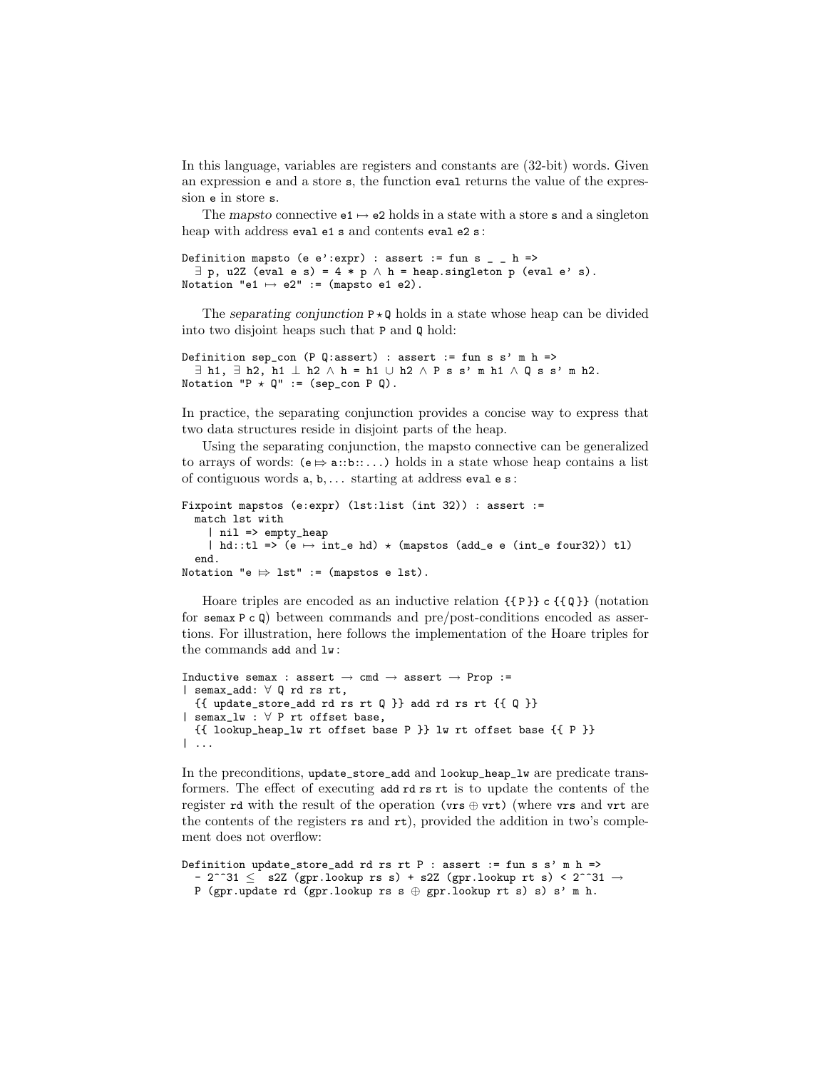In this language, variables are registers and constants are (32-bit) words. Given an expression `e` and a store `s`, the function `eval` returns the value of the expression `e` in store `s`.

The *mapsto* connective `e1 ↦ e2` holds in a state with a store `s` and a singleton heap with address `eval e1 s` and contents `eval e2 s`:

```
Definition mapsto (e e':expr) : assert := fun s _ _ h =>
  ∃ p, u2Z (eval e s) = 4 * p ∧ h = heap.singleton p (eval e' s).
Notation "e1 ↦ e2" := (mapsto e1 e2).
```

The *separating conjunction* `P ⋆ Q` holds in a state whose heap can be divided into two disjoint heaps such that `P` and `Q` hold:

```
Definition sep_con (P Q:assert) : assert := fun s s' m h =>
  ∃ h1, ∃ h2, h1 ⊥ h2 ∧ h = h1 ∪ h2 ∧ P s s' m h1 ∧ Q s s' m h2.
Notation "P ⋆ Q" := (sep_con P Q).
```

In practice, the separating conjunction provides a concise way to express that two data structures reside in disjoint parts of the heap.

Using the separating conjunction, the mapsto connective can be generalized to arrays of words: `(e ⤇ a::b::...)` holds in a state whose heap contains a list of contiguous words `a`, `b`, ... starting at address `eval e s`:

```
Fixpoint mapstos (e:expr) (lst:list (int 32)) : assert :=
  match lst with
    | nil => empty_heap
    | hd::tl => (e ↦ int_e hd) ⋆ (mapstos (add_e e (int_e four32)) tl)
  end.
Notation "e ⤇ lst" := (mapstos e lst).
```

Hoare triples are encoded as an inductive relation `{{ P }} c {{ Q }}` (notation for `semax P c Q`) between commands and pre/post-conditions encoded as assertions. For illustration, here follows the implementation of the Hoare triples for the commands `add` and `lw`:

```
Inductive semax : assert → cmd → assert → Prop :=
| semax_add: ∀ Q rd rs rt,
  {{ update_store_add rd rs rt Q }} add rd rs rt {{ Q }}
| semax_lw : ∀ P rt offset base,
  {{ lookup_heap_lw rt offset base P }} lw rt offset base {{ P }}
| ...
```

In the preconditions, `update_store_add` and `lookup_heap_lw` are predicate transformers. The effect of executing `add rd rs rt` is to update the contents of the register `rd` with the result of the operation (`vrs ⊕ vrt`) (where `vrs` and `vrt` are the contents of the registers `rs` and `rt`), provided the addition in two's complement does not overflow:

```
Definition update_store_add rd rs rt P : assert := fun s s' m h =>
  - 2^^31 ≤  s2Z (gpr.lookup rs s) + s2Z (gpr.lookup rt s) < 2^^31 →
  P (gpr.update rd (gpr.lookup rs s ⊕ gpr.lookup rt s) s) s' m h.
```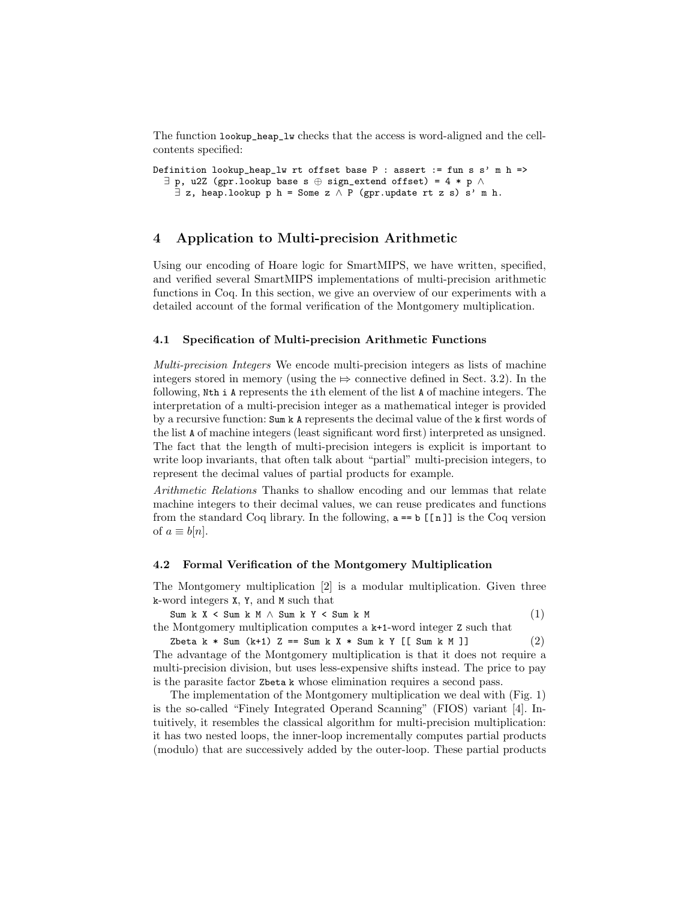The function `lookup_heap_lw` checks that the access is word-aligned and the cell-contents specified:

```
Definition lookup_heap_lw rt offset base P : assert := fun s s' m h =>
  ∃ p, u2Z (gpr.lookup base s ⊕ sign_extend offset) = 4 * p ∧
    ∃ z, heap.lookup p h = Some z ∧ P (gpr.update rt z s) s' m h.
```

## 4 Application to Multi-precision Arithmetic

Using our encoding of Hoare logic for SmartMIPS, we have written, specified, and verified several SmartMIPS implementations of multi-precision arithmetic functions in Coq. In this section, we give an overview of our experiments with a detailed account of the formal verification of the Montgomery multiplication.

### 4.1 Specification of Multi-precision Arithmetic Functions

*Multi-precision Integers* We encode multi-precision integers as lists of machine integers stored in memory (using the $\Mapsto$ connective defined in Sect. 3.2). In the following, `Nth i A` represents the `i`th element of the list `A` of machine integers. The interpretation of a multi-precision integer as a mathematical integer is provided by a recursive function: `Sum k A` represents the decimal value of the `k` first words of the list `A` of machine integers (least significant word first) interpreted as unsigned. The fact that the length of multi-precision integers is explicit is important to write loop invariants, that often talk about "partial" multi-precision integers, to represent the decimal values of partial products for example.

*Arithmetic Relations* Thanks to shallow encoding and our lemmas that relate machine integers to their decimal values, we can reuse predicates and functions from the standard Coq library. In the following, `a == b [[n]]` is the Coq version of $a \equiv b[n]$.

### 4.2 Formal Verification of the Montgomery Multiplication

The Montgomery multiplication [2] is a modular multiplication. Given three `k`-word integers `X`, `Y`, and `M` such that

```
Sum k X < Sum k M ∧ Sum k Y < Sum k M                                (1)
```

the Montgomery multiplication computes a `k+1`-word integer `Z` such that

```
Zbeta k * Sum (k+1) Z == Sum k X * Sum k Y [[ Sum k M ]]             (2)
```

The advantage of the Montgomery multiplication is that it does not require a multi-precision division, but uses less-expensive shifts instead. The price to pay is the parasite factor `Zbeta k` whose elimination requires a second pass.

The implementation of the Montgomery multiplication we deal with (Fig. 1) is the so-called "Finely Integrated Operand Scanning" (FIOS) variant [4]. Intuitively, it resembles the classical algorithm for multi-precision multiplication: it has two nested loops, the inner-loop incrementally computes partial products (modulo) that are successively added by the outer-loop. These partial products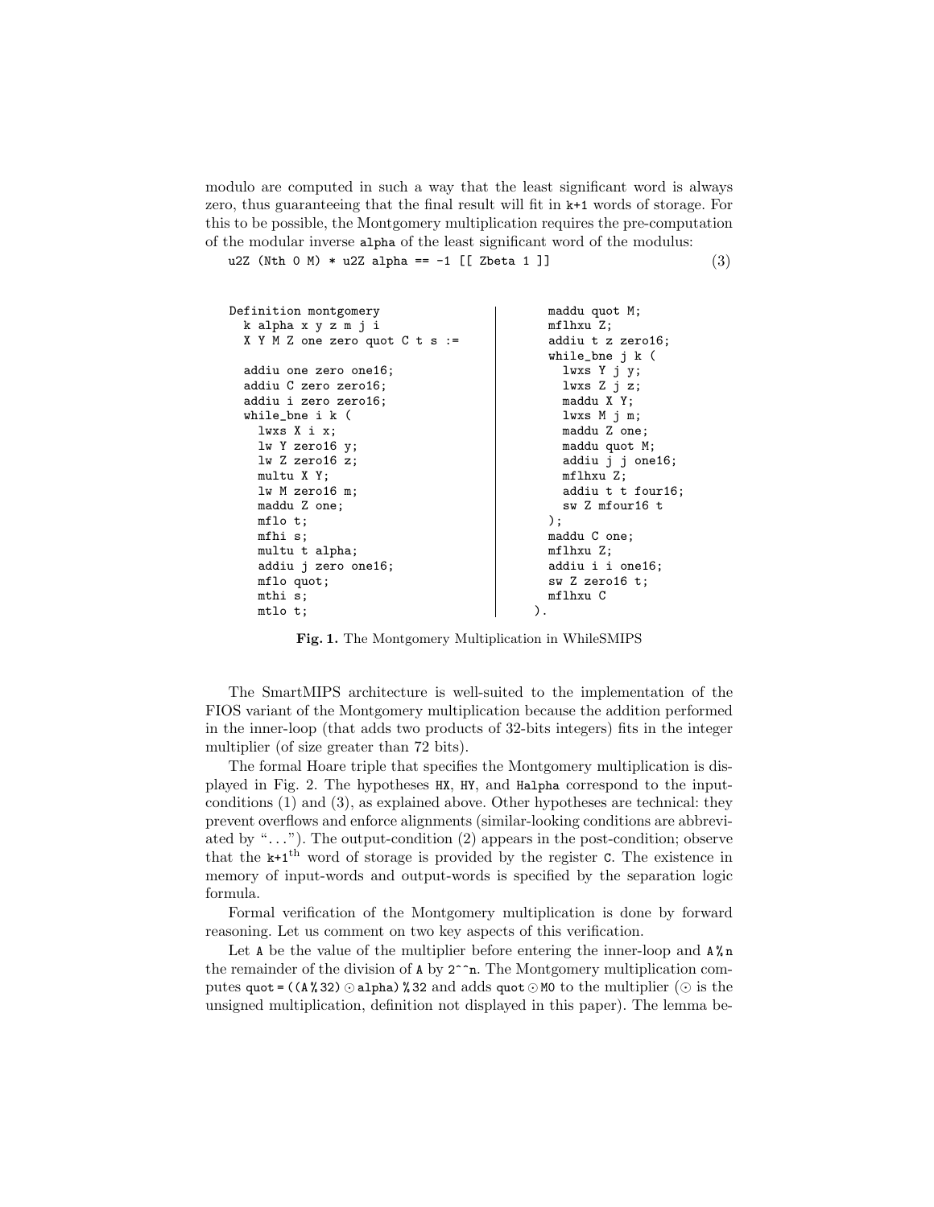modulo are computed in such a way that the least significant word is always zero, thus guaranteeing that the final result will fit in k+1 words of storage. For this to be possible, the Montgomery multiplication requires the pre-computation of the modular inverse alpha of the least significant word of the modulus:

```
u2Z (Nth 0 M) * u2Z alpha == -1 [[ Zbeta 1 ]]                        (3)
```

```
Definition montgomery
  k alpha x y z m j i
  X Y M Z one zero quot C t s :=

  addiu one zero one16;
  addiu C zero zero16;
  addiu i zero zero16;
  while_bne i k (
    lwxs X i x;
    lw Y zero16 y;
    lw Z zero16 z;
    multu X Y;
    lw M zero16 m;
    maddu Z one;
    mflo t;
    mfhi s;
    multu t alpha;
    addiu j zero one16;
    mflo quot;
    mthi s;
    mtlo t;
    maddu quot M;
    mflhxu Z;
    addiu t z zero16;
    while_bne j k (
      lwxs Y j y;
      lwxs Z j z;
      maddu X Y;
      lwxs M j m;
      maddu Z one;
      maddu quot M;
      addiu j j one16;
      mflhxu Z;
      addiu t t four16;
      sw Z mfour16 t
    );
    maddu C one;
    mflhxu Z;
    addiu i i one16;
    sw Z zero16 t;
    mflhxu C
  ).
```

**Fig. 1.** The Montgomery Multiplication in WhileSMIPS

The SmartMIPS architecture is well-suited to the implementation of the FIOS variant of the Montgomery multiplication because the addition performed in the inner-loop (that adds two products of 32-bits integers) fits in the integer multiplier (of size greater than 72 bits).

The formal Hoare triple that specifies the Montgomery multiplication is displayed in Fig. 2. The hypotheses HX, HY, and Halpha correspond to the input-conditions (1) and (3), as explained above. Other hypotheses are technical: they prevent overflows and enforce alignments (similar-looking conditions are abbreviated by "..."). The output-condition (2) appears in the post-condition; observe that the k+1[th] word of storage is provided by the register C. The existence in memory of input-words and output-words is specified by the separation logic formula.

Formal verification of the Montgomery multiplication is done by forward reasoning. Let us comment on two key aspects of this verification.

Let A be the value of the multiplier before entering the inner-loop and A%n the remainder of the division of A by 2^^n. The Montgomery multiplication computes quot = ((A%32) ⊙ alpha) %32 and adds quot ⊙ M0 to the multiplier (⊙ is the unsigned multiplication, definition not displayed in this paper). The lemma be-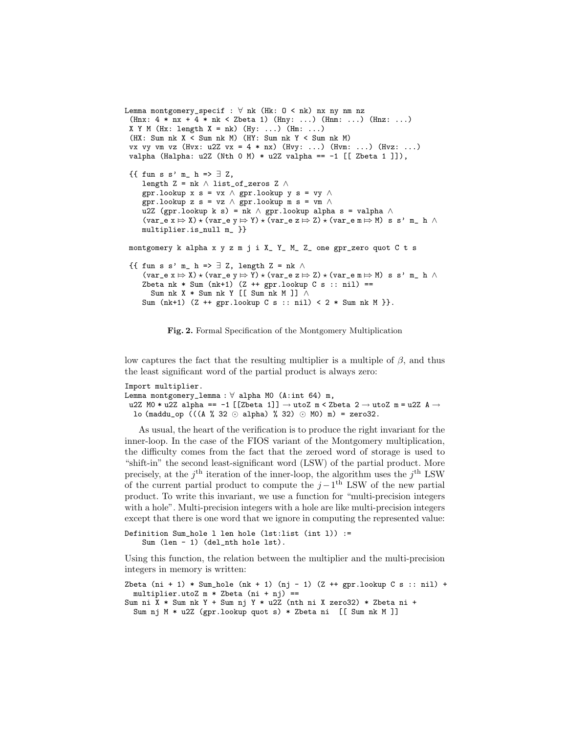```
Lemma montgomery_specif : ∀ nk (Hk: O < nk) nx ny nm nz
 (Hnx: 4 * nx + 4 * nk < Zbeta 1) (Hny: ...) (Hnm: ...) (Hnz: ...)
 X Y M (Hx: length X = nk) (Hy: ...) (Hm: ...)
 (HX: Sum nk X < Sum nk M) (HY: Sum nk Y < Sum nk M)
 vx vy vm vz (Hvx: u2Z vx = 4 * nx) (Hvy: ...) (Hvm: ...) (Hvz: ...)
 valpha (Halpha: u2Z (Nth 0 M) * u2Z valpha == -1 [[ Zbeta 1 ]]),

 {{ fun s s' m_ h => ∃ Z,
    length Z = nk ∧ list_of_zeros Z ∧
    gpr.lookup x s = vx ∧ gpr.lookup y s = vy ∧
    gpr.lookup z s = vz ∧ gpr.lookup m s = vm ∧
    u2Z (gpr.lookup k s) = nk ∧ gpr.lookup alpha s = valpha ∧
    (var_e x ↦ X) ⋆ (var_e y ↦ Y) ⋆ (var_e z ↦ Z) ⋆ (var_e m ↦ M) s s' m_ h ∧
    multiplier.is_null m_ }}

 montgomery k alpha x y z m j i X_ Y_ M_ Z_ one gpr_zero quot C t s

 {{ fun s s' m_ h => ∃ Z, length Z = nk ∧
    (var_e x ↦ X) ⋆ (var_e y ↦ Y) ⋆ (var_e z ↦ Z) ⋆ (var_e m ↦ M) s s' m_ h ∧
    Zbeta nk * Sum (nk+1) (Z ++ gpr.lookup C s :: nil) ==
      Sum nk X * Sum nk Y [[ Sum nk M ]] ∧
    Sum (nk+1) (Z ++ gpr.lookup C s :: nil) < 2 * Sum nk M }}.
```

**Fig. 2.** Formal Specification of the Montgomery Multiplication

low captures the fact that the resulting multiplier is a multiple of $\beta$, and thus the least significant word of the partial product is always zero:

```
Import multiplier.
Lemma montgomery_lemma : ∀ alpha M0 (A:int 64) m,
 u2Z M0 * u2Z alpha == -1 [[Zbeta 1]] → utoZ m < Zbeta 2 → utoZ m = u2Z A →
  lo (maddu_op (((A % 32 ⊙ alpha) % 32) ⊙ M0) m) = zero32.
```

As usual, the heart of the verification is to produce the right invariant for the inner-loop. In the case of the FIOS variant of the Montgomery multiplication, the difficulty comes from the fact that the zeroed word of storage is used to "shift-in" the second least-significant word (LSW) of the partial product. More precisely, at the $j^{\text{th}}$ iteration of the inner-loop, the algorithm uses the $j^{\text{th}}$ LSW of the current partial product to compute the $j-1^{\text{th}}$ LSW of the new partial product. To write this invariant, we use a function for "multi-precision integers with a hole". Multi-precision integers with a hole are like multi-precision integers except that there is one word that we ignore in computing the represented value:

```
Definition Sum_hole l len hole (lst:list (int l)) :=
    Sum (len - 1) (del_nth hole lst).
```

Using this function, the relation between the multiplier and the multi-precision integers in memory is written:

```
Zbeta (ni + 1) * Sum_hole (nk + 1) (nj - 1) (Z ++ gpr.lookup C s :: nil) +
  multiplier.utoZ m * Zbeta (ni + nj) ==
Sum ni X * Sum nk Y + Sum nj Y * u2Z (nth ni X zero32) * Zbeta ni +
  Sum nj M * u2Z (gpr.lookup quot s) * Zbeta ni  [[ Sum nk M ]]
```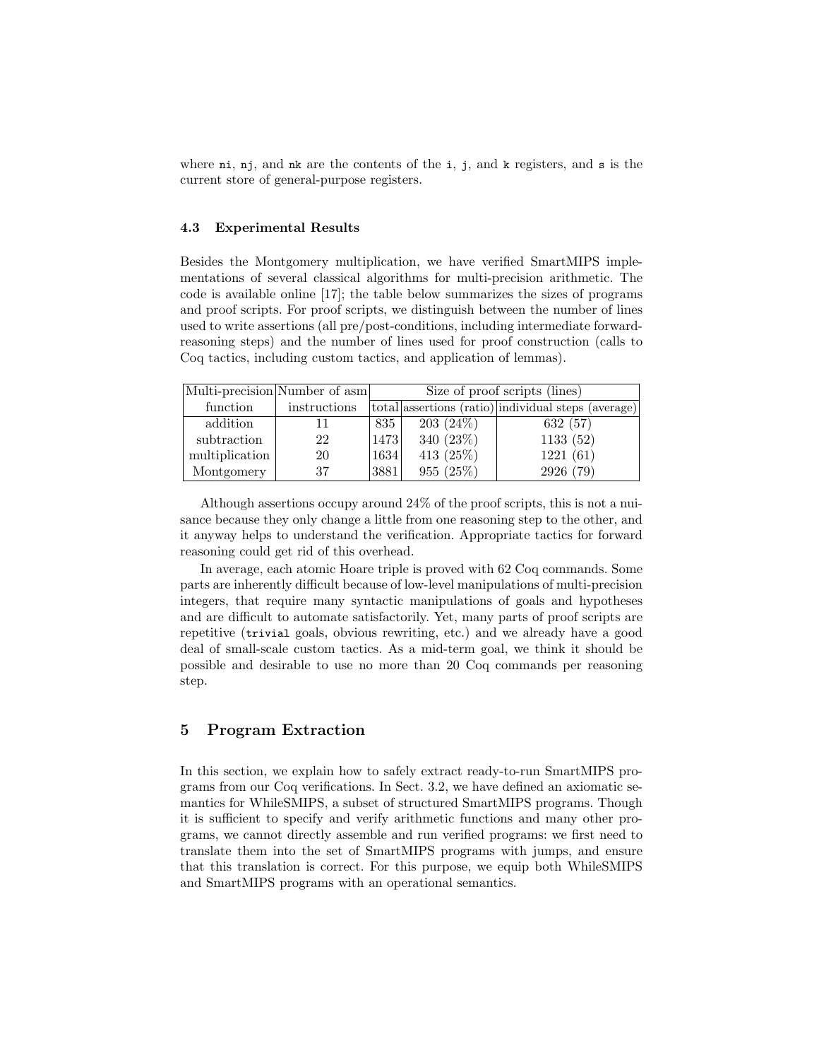where `ni`, `nj`, and `nk` are the contents of the `i`, `j`, and `k` registers, and `s` is the current store of general-purpose registers.

### 4.3 Experimental Results

Besides the Montgomery multiplication, we have verified SmartMIPS implementations of several classical algorithms for multi-precision arithmetic. The code is available online [17]; the table below summarizes the sizes of programs and proof scripts. For proof scripts, we distinguish between the number of lines used to write assertions (all pre/post-conditions, including intermediate forward-reasoning steps) and the number of lines used for proof construction (calls to Coq tactics, including custom tactics, and application of lemmas).

| Multi-precision | Number of asm | Size of proof scripts (lines) | | |
|---|---|---|---|---|
| function | instructions | total | assertions (ratio) | individual steps (average) |
| addition | 11 | 835 | 203 (24%) | 632 (57) |
| subtraction | 22 | 1473 | 340 (23%) | 1133 (52) |
| multiplication | 20 | 1634 | 413 (25%) | 1221 (61) |
| Montgomery | 37 | 3881 | 955 (25%) | 2926 (79) |

Although assertions occupy around 24% of the proof scripts, this is not a nuisance because they only change a little from one reasoning step to the other, and it anyway helps to understand the verification. Appropriate tactics for forward reasoning could get rid of this overhead.

In average, each atomic Hoare triple is proved with 62 Coq commands. Some parts are inherently difficult because of low-level manipulations of multi-precision integers, that require many syntactic manipulations of goals and hypotheses and are difficult to automate satisfactorily. Yet, many parts of proof scripts are repetitive (`trivial` goals, obvious rewriting, etc.) and we already have a good deal of small-scale custom tactics. As a mid-term goal, we think it should be possible and desirable to use no more than 20 Coq commands per reasoning step.

## 5 Program Extraction

In this section, we explain how to safely extract ready-to-run SmartMIPS programs from our Coq verifications. In Sect. 3.2, we have defined an axiomatic semantics for WhileSMIPS, a subset of structured SmartMIPS programs. Though it is sufficient to specify and verify arithmetic functions and many other programs, we cannot directly assemble and run verified programs: we first need to translate them into the set of SmartMIPS programs with jumps, and ensure that this translation is correct. For this purpose, we equip both WhileSMIPS and SmartMIPS programs with an operational semantics.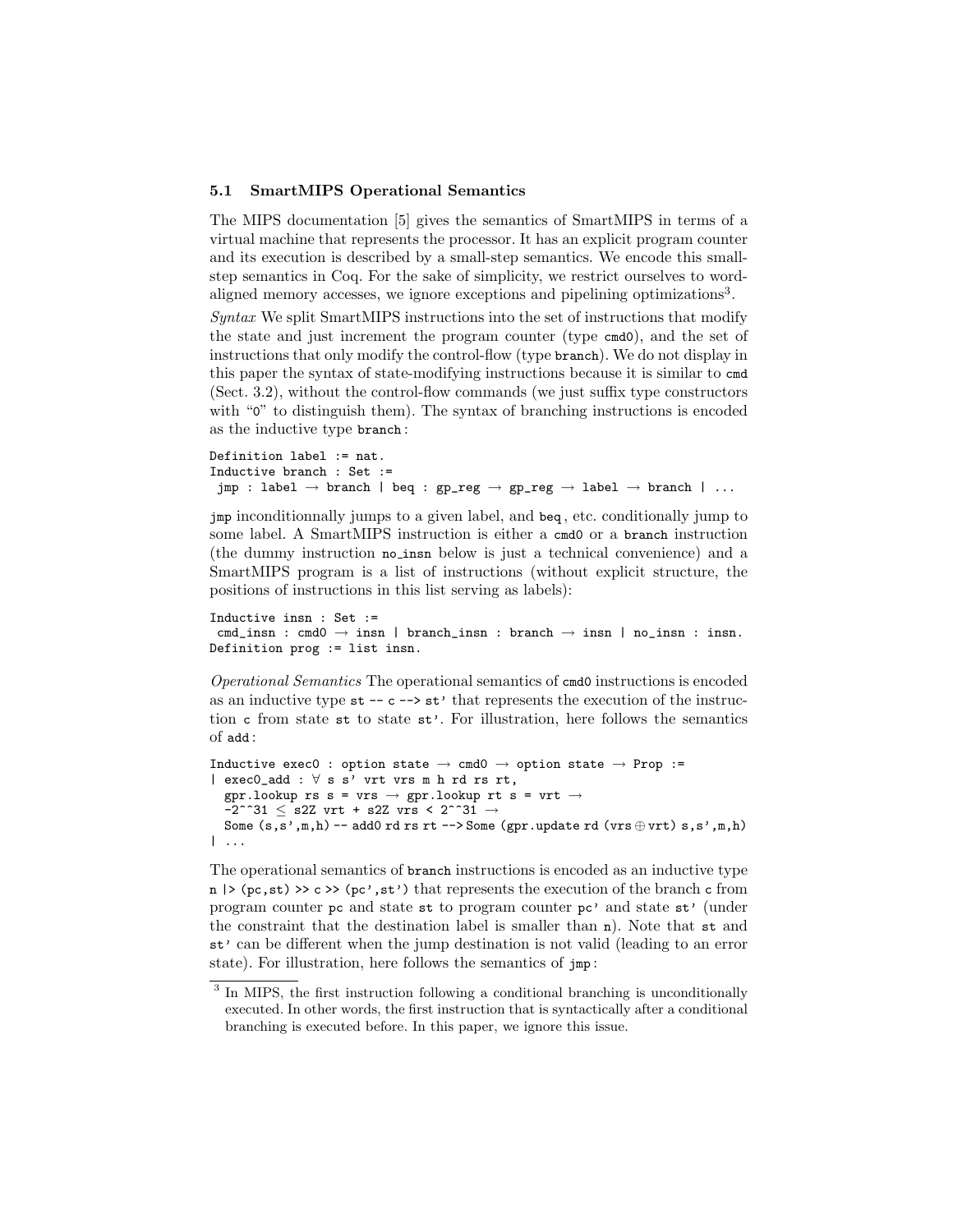### 5.1 SmartMIPS Operational Semantics

The MIPS documentation [5] gives the semantics of SmartMIPS in terms of a virtual machine that represents the processor. It has an explicit program counter and its execution is described by a small-step semantics. We encode this small-step semantics in Coq. For the sake of simplicity, we restrict ourselves to word-aligned memory accesses, we ignore exceptions and pipelining optimizations[3].

*Syntax* We split SmartMIPS instructions into the set of instructions that modify the state and just increment the program counter (type `cmd0`), and the set of instructions that only modify the control-flow (type `branch`). We do not display in this paper the syntax of state-modifying instructions because it is similar to `cmd` (Sect. 3.2), without the control-flow commands (we just suffix type constructors with "`0`" to distinguish them). The syntax of branching instructions is encoded as the inductive type `branch`:

```
Definition label := nat.
Inductive branch : Set :=
 jmp : label → branch | beq : gp_reg → gp_reg → label → branch | ...
```

`jmp` inconditionnally jumps to a given label, and `beq`, etc. conditionally jump to some label. A SmartMIPS instruction is either a `cmd0` or a `branch` instruction (the dummy instruction `no_insn` below is just a technical convenience) and a SmartMIPS program is a list of instructions (without explicit structure, the positions of instructions in this list serving as labels):

```
Inductive insn : Set :=
 cmd_insn : cmd0 → insn | branch_insn : branch → insn | no_insn : insn.
Definition prog := list insn.
```

*Operational Semantics* The operational semantics of `cmd0` instructions is encoded as an inductive type `st -- c --> st'` that represents the execution of the instruction `c` from state `st` to state `st'`. For illustration, here follows the semantics of `add`:

```
Inductive exec0 : option state → cmd0 → option state → Prop :=
| exec0_add : ∀ s s' vrt vrs m h rd rs rt,
  gpr.lookup rs s = vrs → gpr.lookup rt s = vrt →
  -2^^31 ≤ s2Z vrt + s2Z vrs < 2^^31 →
  Some (s,s',m,h) -- add0 rd rs rt --> Some (gpr.update rd (vrs ⊕ vrt) s,s',m,h)
| ...
```

The operational semantics of `branch` instructions is encoded as an inductive type `n |> (pc,st) >> c >> (pc',st')` that represents the execution of the branch `c` from program counter `pc` and state `st` to program counter `pc'` and state `st'` (under the constraint that the destination label is smaller than `n`). Note that `st` and `st'` can be different when the jump destination is not valid (leading to an error state). For illustration, here follows the semantics of `jmp`:

[3] In MIPS, the first instruction following a conditional branching is unconditionally executed. In other words, the first instruction that is syntactically after a conditional branching is executed before. In this paper, we ignore this issue.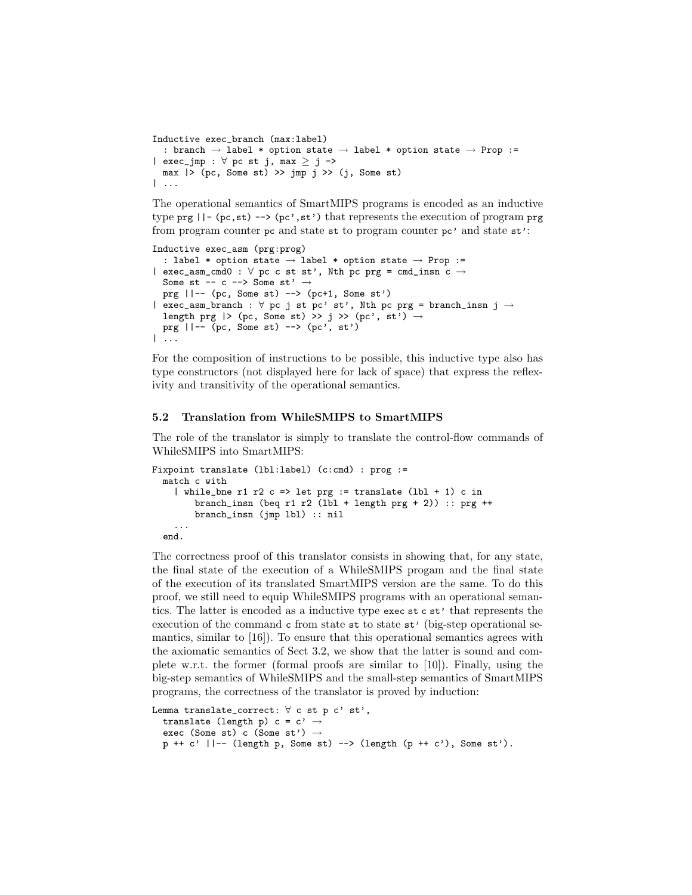```
Inductive exec_branch (max:label)
  : branch → label * option state → label * option state → Prop :=
| exec_jmp : ∀ pc st j, max ≥ j ->
  max |> (pc, Some st) >> jmp j >> (j, Some st)
| ...
```

The operational semantics of SmartMIPS programs is encoded as an inductive type `prg ||- (pc,st) --> (pc',st')` that represents the execution of program `prg` from program counter `pc` and state `st` to program counter `pc'` and state `st'`:

```
Inductive exec_asm (prg:prog)
  : label * option state → label * option state → Prop :=
| exec_asm_cmd0 : ∀ pc c st st', Nth pc prg = cmd_insn c →
  Some st -- c --> Some st' →
  prg ||-- (pc, Some st) --> (pc+1, Some st')
| exec_asm_branch : ∀ pc j st pc' st', Nth pc prg = branch_insn j →
  length prg |> (pc, Some st) >> j >> (pc', st') →
  prg ||-- (pc, Some st) --> (pc', st')
| ...
```

For the composition of instructions to be possible, this inductive type also has type constructors (not displayed here for lack of space) that express the reflexivity and transitivity of the operational semantics.

### 5.2 Translation from WhileSMIPS to SmartMIPS

The role of the translator is simply to translate the control-flow commands of WhileSMIPS into SmartMIPS:

```
Fixpoint translate (lbl:label) (c:cmd) : prog :=
  match c with
    | while_bne r1 r2 c => let prg := translate (lbl + 1) c in
        branch_insn (beq r1 r2 (lbl + length prg + 2)) :: prg ++
        branch_insn (jmp lbl) :: nil
    ...
  end.
```

The correctness proof of this translator consists in showing that, for any state, the final state of the execution of a WhileSMIPS progam and the final state of the execution of its translated SmartMIPS version are the same. To do this proof, we still need to equip WhileSMIPS programs with an operational semantics. The latter is encoded as a inductive type `exec st c st'` that represents the execution of the command `c` from state `st` to state `st'` (big-step operational semantics, similar to [16]). To ensure that this operational semantics agrees with the axiomatic semantics of Sect 3.2, we show that the latter is sound and complete w.r.t. the former (formal proofs are similar to [10]). Finally, using the big-step semantics of WhileSMIPS and the small-step semantics of SmartMIPS programs, the correctness of the translator is proved by induction:

```
Lemma translate_correct: ∀ c st p c' st',
  translate (length p) c = c' →
  exec (Some st) c (Some st') →
  p ++ c' ||-- (length p, Some st) --> (length (p ++ c'), Some st').
```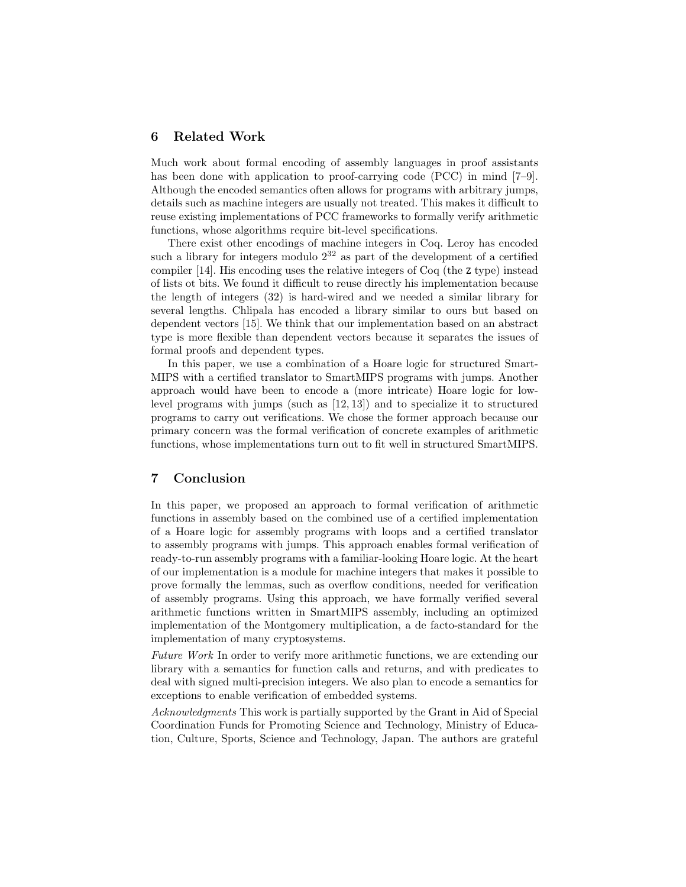## 6 Related Work

Much work about formal encoding of assembly languages in proof assistants has been done with application to proof-carrying code (PCC) in mind [7–9]. Although the encoded semantics often allows for programs with arbitrary jumps, details such as machine integers are usually not treated. This makes it difficult to reuse existing implementations of PCC frameworks to formally verify arithmetic functions, whose algorithms require bit-level specifications.

There exist other encodings of machine integers in Coq. Leroy has encoded such a library for integers modulo $2^{32}$ as part of the development of a certified compiler [14]. His encoding uses the relative integers of Coq (the `Z` type) instead of lists ot bits. We found it difficult to reuse directly his implementation because the length of integers (32) is hard-wired and we needed a similar library for several lengths. Chlipala has encoded a library similar to ours but based on dependent vectors [15]. We think that our implementation based on an abstract type is more flexible than dependent vectors because it separates the issues of formal proofs and dependent types.

In this paper, we use a combination of a Hoare logic for structured SmartMIPS with a certified translator to SmartMIPS programs with jumps. Another approach would have been to encode a (more intricate) Hoare logic for low-level programs with jumps (such as [12, 13]) and to specialize it to structured programs to carry out verifications. We chose the former approach because our primary concern was the formal verification of concrete examples of arithmetic functions, whose implementations turn out to fit well in structured SmartMIPS.

## 7 Conclusion

In this paper, we proposed an approach to formal verification of arithmetic functions in assembly based on the combined use of a certified implementation of a Hoare logic for assembly programs with loops and a certified translator to assembly programs with jumps. This approach enables formal verification of ready-to-run assembly programs with a familiar-looking Hoare logic. At the heart of our implementation is a module for machine integers that makes it possible to prove formally the lemmas, such as overflow conditions, needed for verification of assembly programs. Using this approach, we have formally verified several arithmetic functions written in SmartMIPS assembly, including an optimized implementation of the Montgomery multiplication, a de facto-standard for the implementation of many cryptosystems.

*Future Work* In order to verify more arithmetic functions, we are extending our library with a semantics for function calls and returns, and with predicates to deal with signed multi-precision integers. We also plan to encode a semantics for exceptions to enable verification of embedded systems.

*Acknowledgments* This work is partially supported by the Grant in Aid of Special Coordination Funds for Promoting Science and Technology, Ministry of Education, Culture, Sports, Science and Technology, Japan. The authors are grateful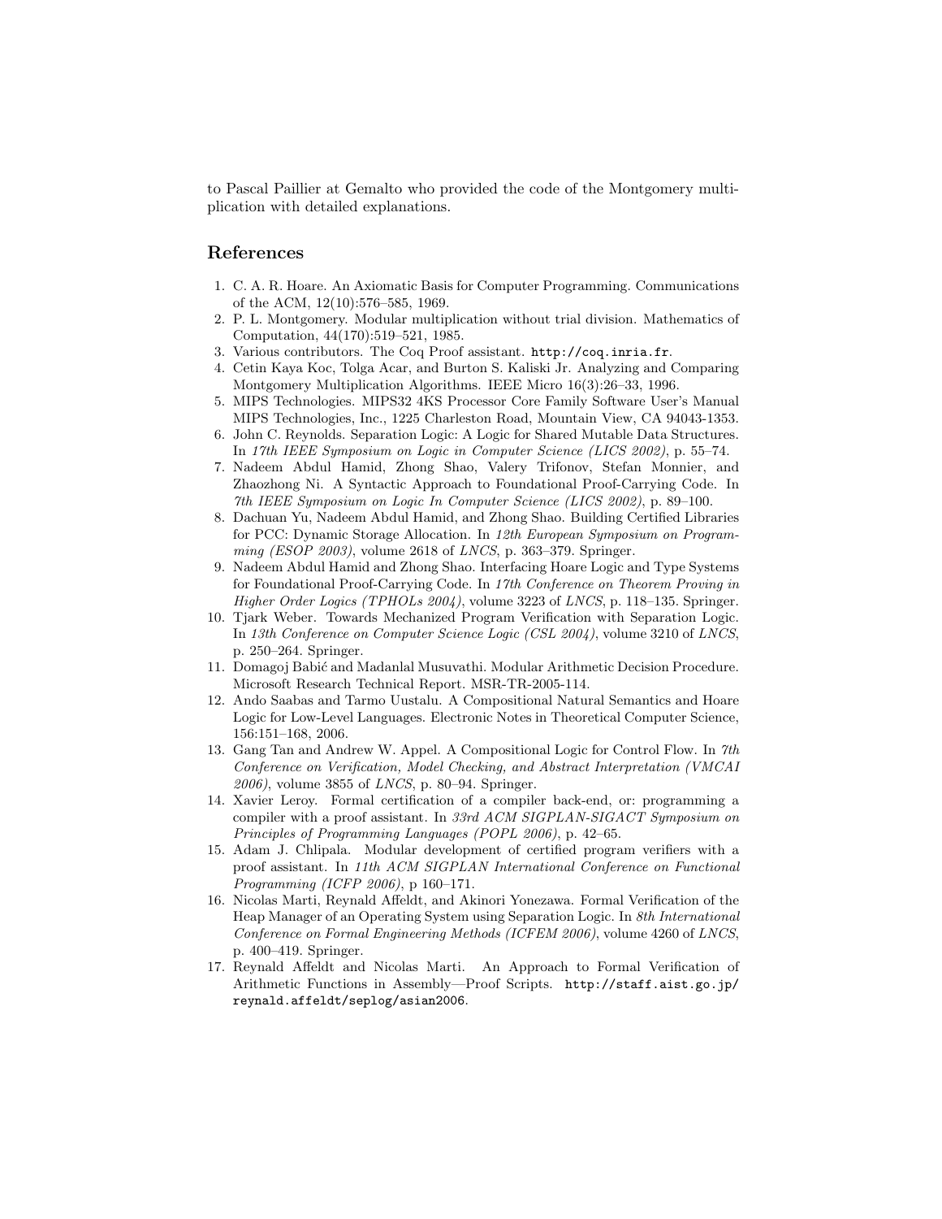to Pascal Paillier at Gemalto who provided the code of the Montgomery multiplication with detailed explanations.

## References

1. C. A. R. Hoare. An Axiomatic Basis for Computer Programming. Communications of the ACM, 12(10):576–585, 1969.
2. P. L. Montgomery. Modular multiplication without trial division. Mathematics of Computation, 44(170):519–521, 1985.
3. Various contributors. The Coq Proof assistant. `http://coq.inria.fr`.
4. Cetin Kaya Koc, Tolga Acar, and Burton S. Kaliski Jr. Analyzing and Comparing Montgomery Multiplication Algorithms. IEEE Micro 16(3):26–33, 1996.
5. MIPS Technologies. MIPS32 4KS Processor Core Family Software User's Manual MIPS Technologies, Inc., 1225 Charleston Road, Mountain View, CA 94043-1353.
6. John C. Reynolds. Separation Logic: A Logic for Shared Mutable Data Structures. In *17th IEEE Symposium on Logic in Computer Science (LICS 2002)*, p. 55–74.
7. Nadeem Abdul Hamid, Zhong Shao, Valery Trifonov, Stefan Monnier, and Zhaozhong Ni. A Syntactic Approach to Foundational Proof-Carrying Code. In *7th IEEE Symposium on Logic In Computer Science (LICS 2002)*, p. 89–100.
8. Dachuan Yu, Nadeem Abdul Hamid, and Zhong Shao. Building Certified Libraries for PCC: Dynamic Storage Allocation. In *12th European Symposium on Programming (ESOP 2003)*, volume 2618 of *LNCS*, p. 363–379. Springer.
9. Nadeem Abdul Hamid and Zhong Shao. Interfacing Hoare Logic and Type Systems for Foundational Proof-Carrying Code. In *17th Conference on Theorem Proving in Higher Order Logics (TPHOLs 2004)*, volume 3223 of *LNCS*, p. 118–135. Springer.
10. Tjark Weber. Towards Mechanized Program Verification with Separation Logic. In *13th Conference on Computer Science Logic (CSL 2004)*, volume 3210 of *LNCS*, p. 250–264. Springer.
11. Domagoj Babić and Madanlal Musuvathi. Modular Arithmetic Decision Procedure. Microsoft Research Technical Report. MSR-TR-2005-114.
12. Ando Saabas and Tarmo Uustalu. A Compositional Natural Semantics and Hoare Logic for Low-Level Languages. Electronic Notes in Theoretical Computer Science, 156:151–168, 2006.
13. Gang Tan and Andrew W. Appel. A Compositional Logic for Control Flow. In *7th Conference on Verification, Model Checking, and Abstract Interpretation (VMCAI 2006)*, volume 3855 of *LNCS*, p. 80–94. Springer.
14. Xavier Leroy. Formal certification of a compiler back-end, or: programming a compiler with a proof assistant. In *33rd ACM SIGPLAN-SIGACT Symposium on Principles of Programming Languages (POPL 2006)*, p. 42–65.
15. Adam J. Chlipala. Modular development of certified program verifiers with a proof assistant. In *11th ACM SIGPLAN International Conference on Functional Programming (ICFP 2006)*, p 160–171.
16. Nicolas Marti, Reynald Affeldt, and Akinori Yonezawa. Formal Verification of the Heap Manager of an Operating System using Separation Logic. In *8th International Conference on Formal Engineering Methods (ICFEM 2006)*, volume 4260 of *LNCS*, p. 400–419. Springer.
17. Reynald Affeldt and Nicolas Marti. An Approach to Formal Verification of Arithmetic Functions in Assembly—Proof Scripts. `http://staff.aist.go.jp/reynald.affeldt/seplog/asian2006`.